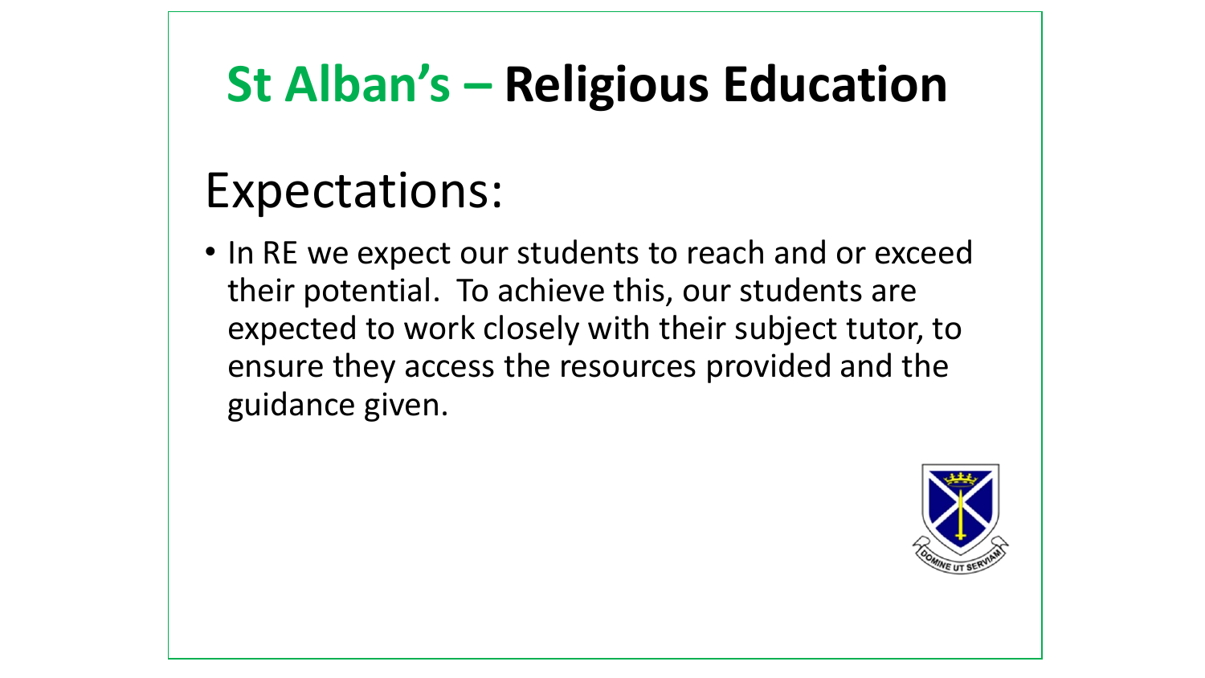# St Alban's – Religious Education

## Expectations:

- In RE we expect our students to reach and or exceed their potential. To achieve this, our students are expected to work closely with their subject tutor, to ensure they access the resources provided and the guidance given.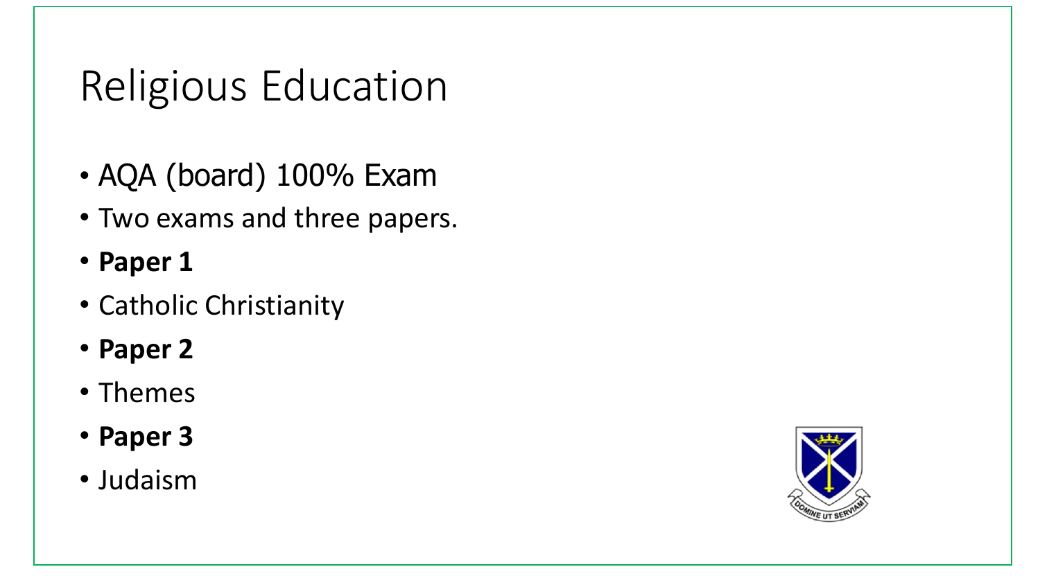# Religious Education

- AQA (board) 100% Exam
- Two exams and three papers.
- **Paper 1**
- Catholic Christianity
- **Paper 2**
- Themes
- **Paper 3**
- Judaism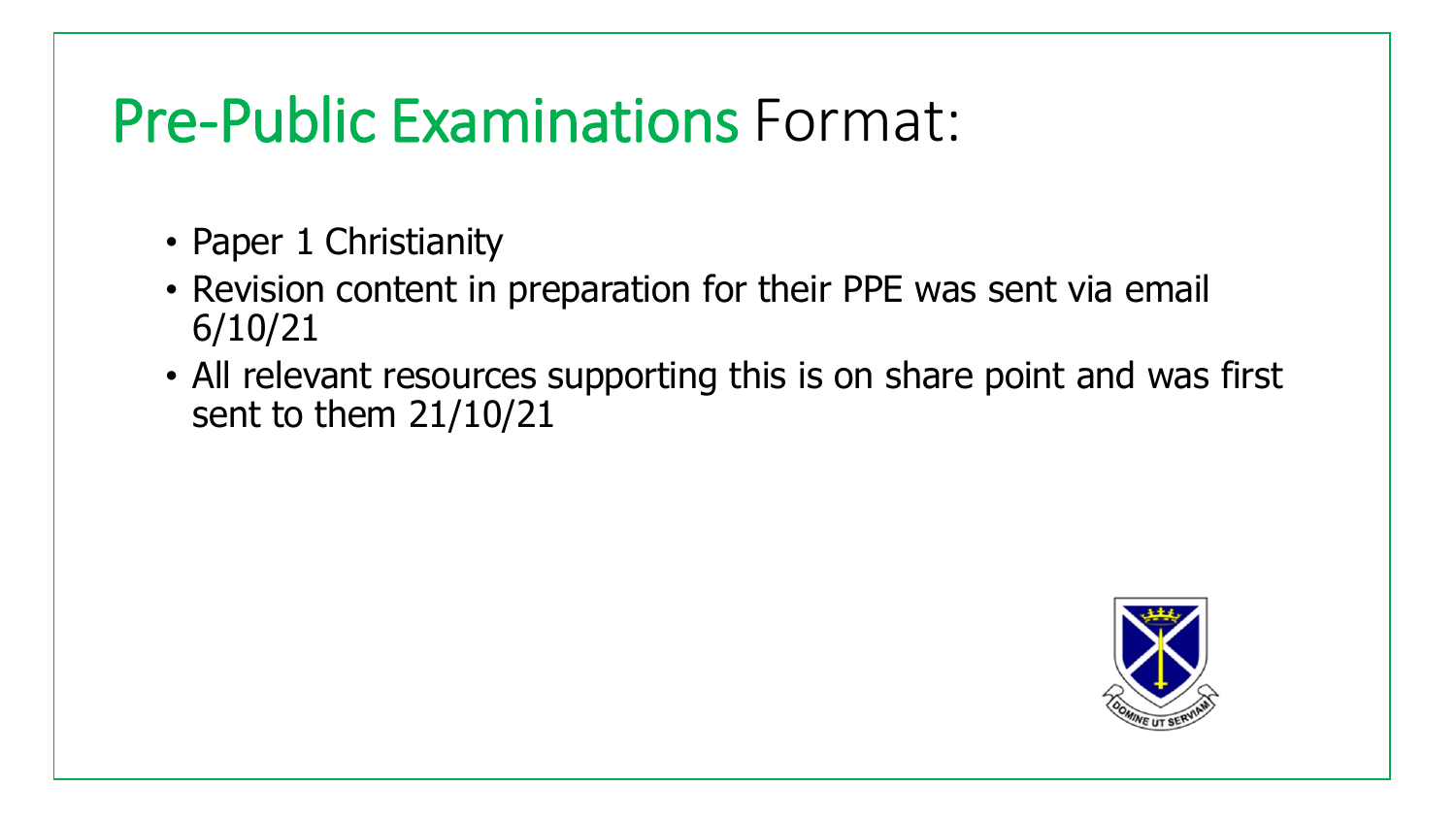# Pre-Public Examinations Format:

- Paper 1 Christianity
- Revision content in preparation for their PPE was sent via email 6/10/21
- All relevant resources supporting this is on share point and was first sent to them 21/10/21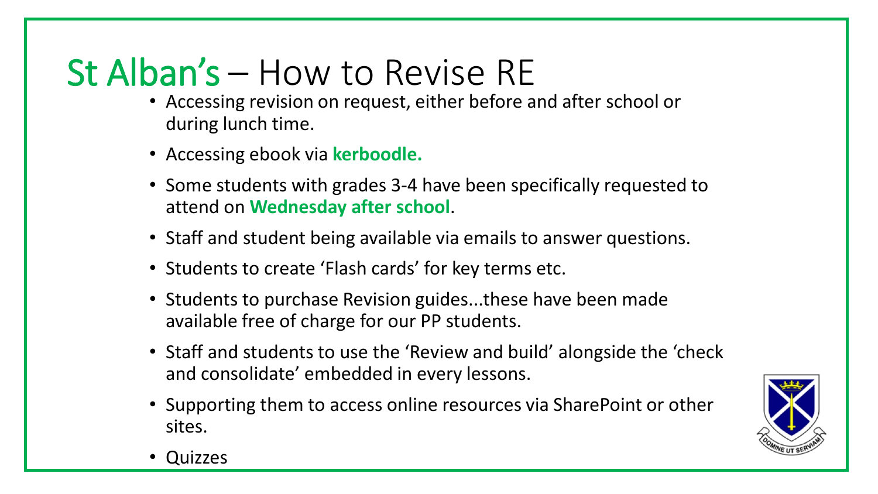# St Alban's – How to Revise RE

- Accessing revision on request, either before and after school or during lunch time.
- Accessing ebook via **kerboodle.**
- Some students with grades 3-4 have been specifically requested to attend on **Wednesday after school**.
- Staff and student being available via emails to answer questions.
- Students to create 'Flash cards' for key terms etc.
- Students to purchase Revision guides...these have been made available free of charge for our PP students.
- Staff and students to use the 'Review and build' alongside the 'check and consolidate' embedded in every lessons.
- Supporting them to access online resources via SharePoint or other sites.
- Quizzes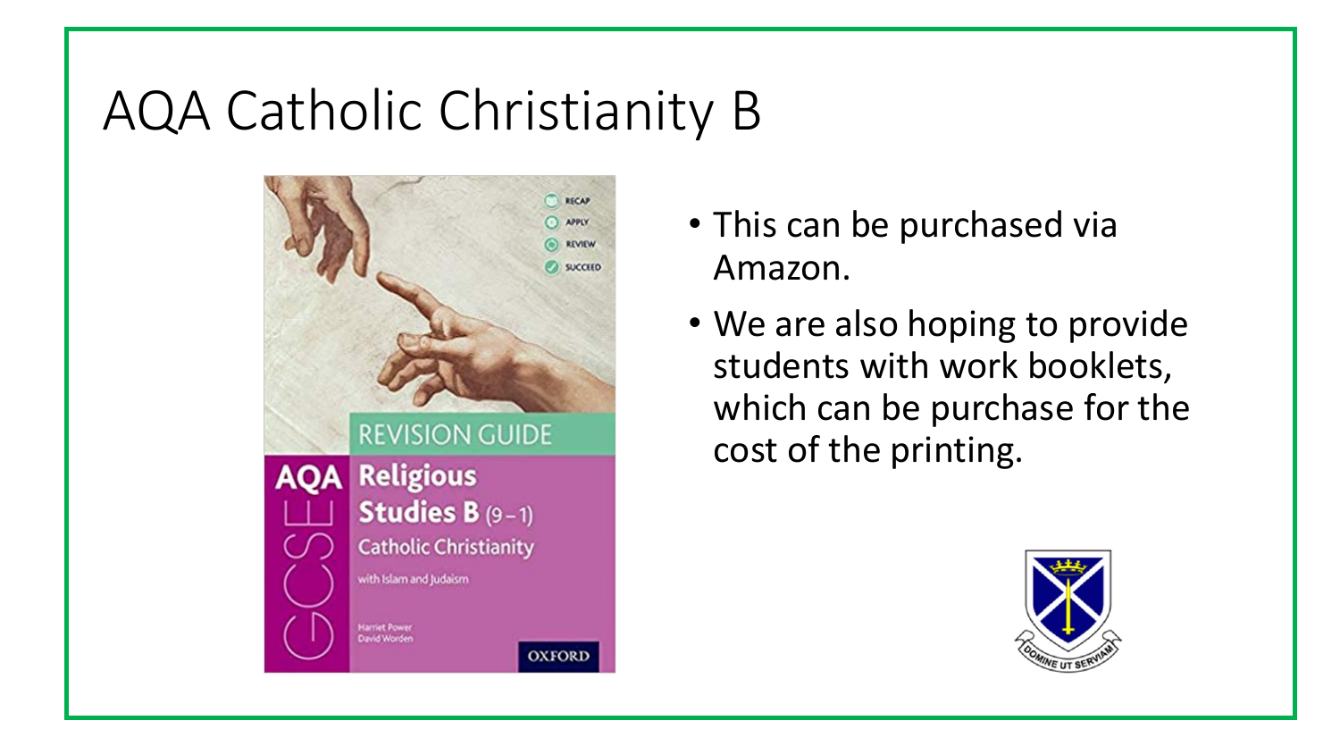# AQA Catholic Christianity B

- This can be purchased via Amazon.
- We are also hoping to provide students with work booklets, which can be purchase for the cost of the printing.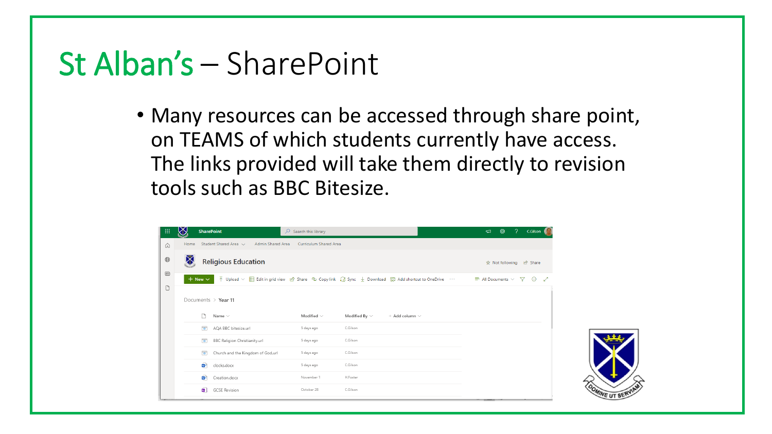# St Alban's – SharePoint

- Many resources can be accessed through share point, on TEAMS of which students currently have access. The links provided will take them directly to revision tools such as BBC Bitesize.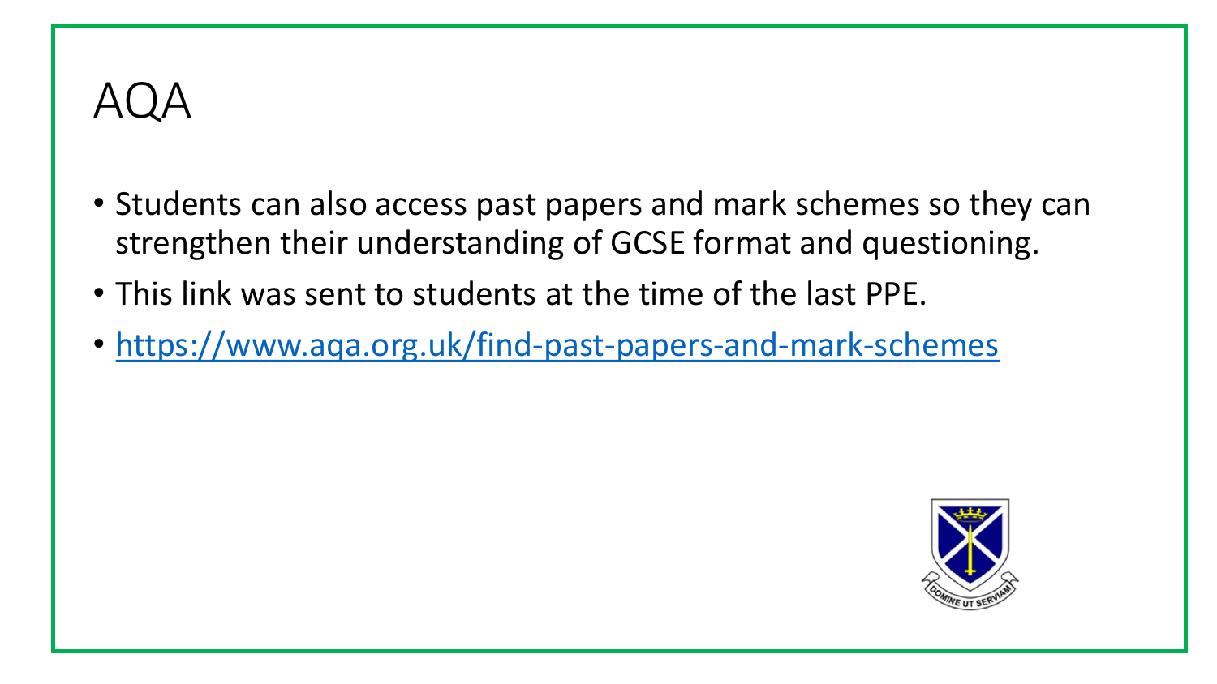# AQA

- Students can also access past papers and mark schemes so they can strengthen their understanding of GCSE format and questioning.
- This link was sent to students at the time of the last PPE.
- https://www.aqa.org.uk/find-past-papers-and-mark-schemes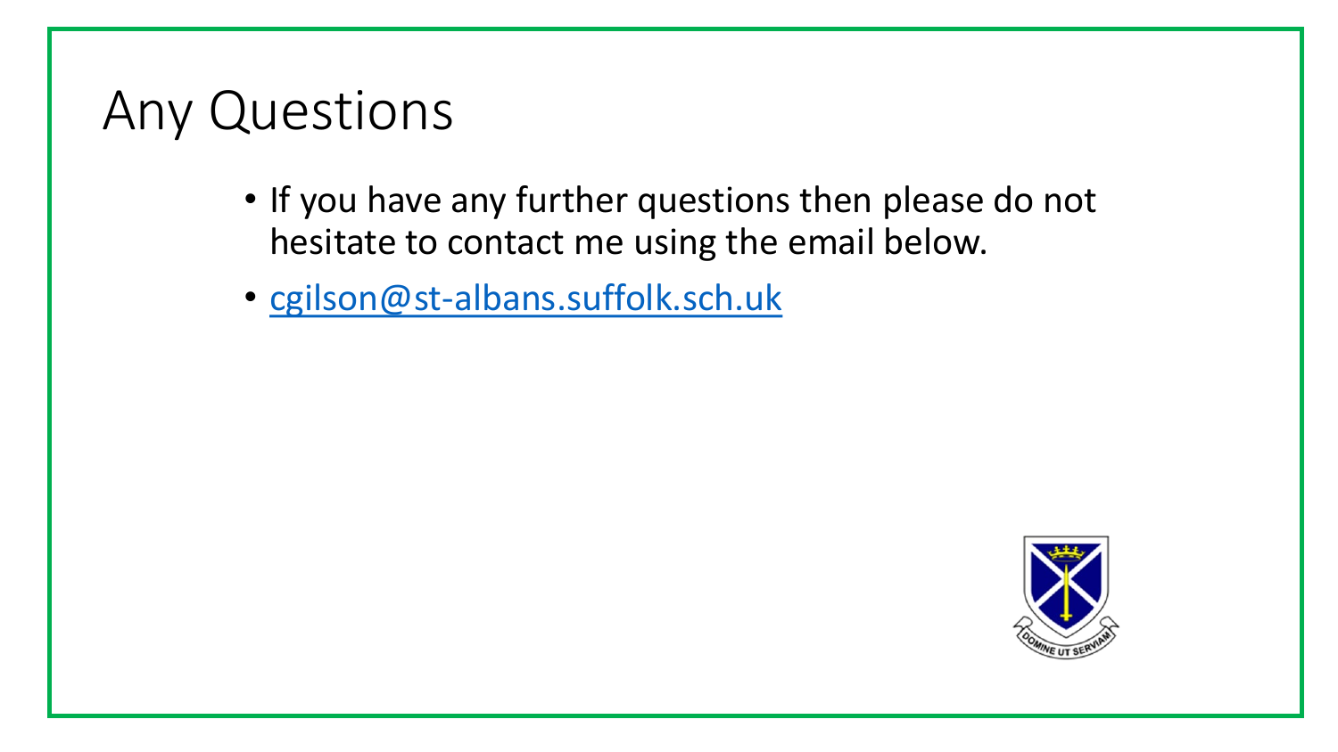# Any Questions

- If you have any further questions then please do not hesitate to contact me using the email below.
- cgilson@st-albans.suffolk.sch.uk